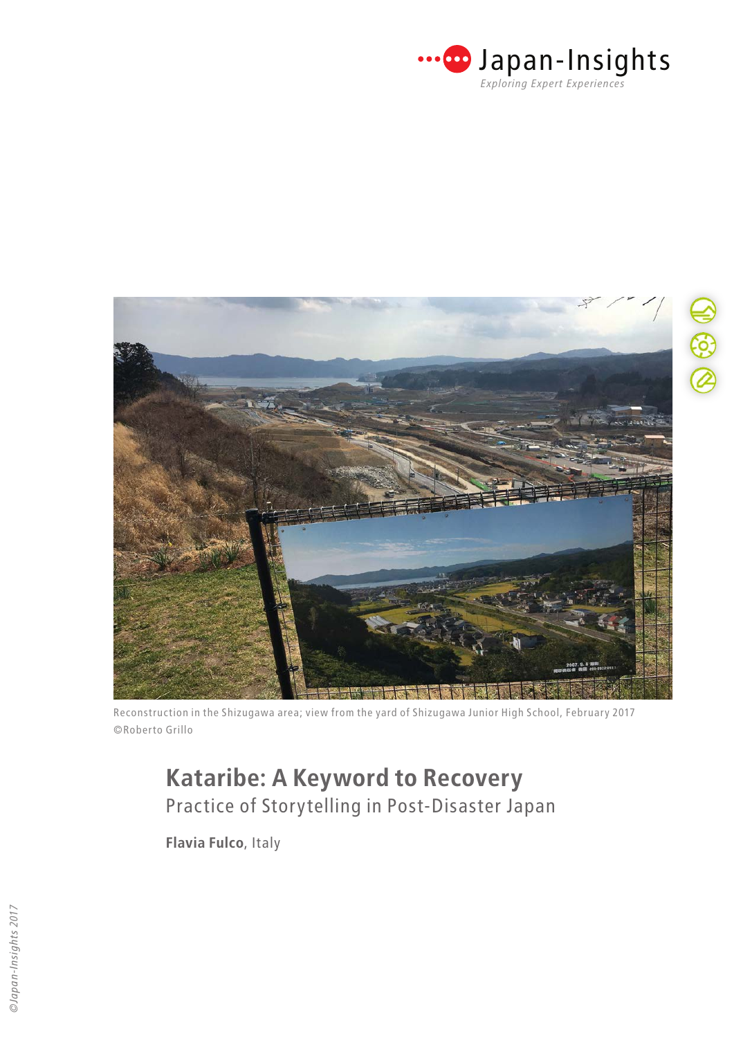Japan-Insights
*Exploring Expert Experiences*

Reconstruction in the Shizugawa area; view from the yard of Shizugawa Junior High School, February 2017
©Roberto Grillo

# Kataribe: A Keyword to Recovery

## Practice of Storytelling in Post-Disaster Japan

**Flavia Fulco**, Italy

*©Japan-Insights 2017*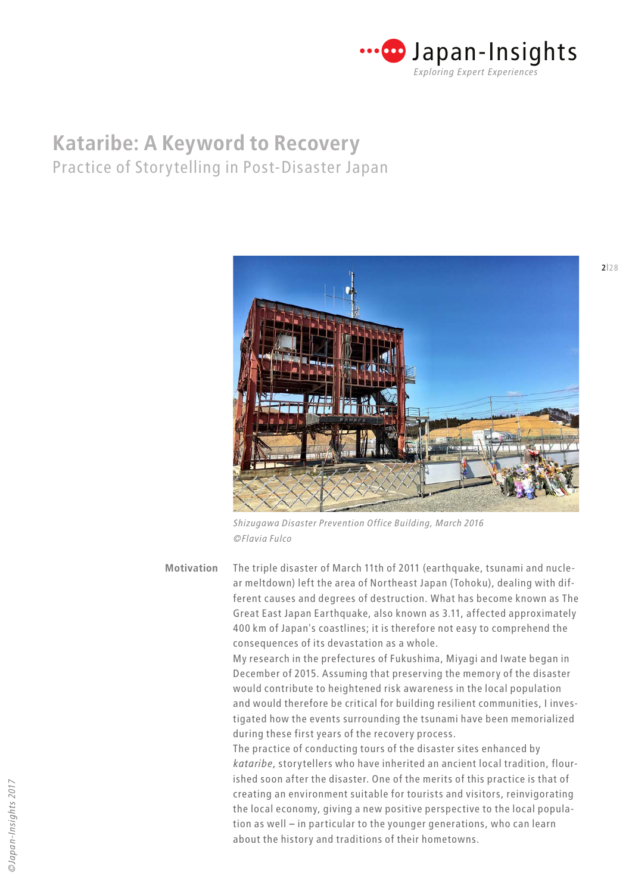# Kataribe: A Keyword to Recovery

## Practice of Storytelling in Post-Disaster Japan

*Shizugawa Disaster Prevention Office Building, March 2016*
*©Flavia Fulco*

**Motivation**

The triple disaster of March 11th of 2011 (earthquake, tsunami and nuclear meltdown) left the area of Northeast Japan (Tohoku), dealing with different causes and degrees of destruction. What has become known as The Great East Japan Earthquake, also known as 3.11, affected approximately 400 km of Japan's coastlines; it is therefore not easy to comprehend the consequences of its devastation as a whole.

My research in the prefectures of Fukushima, Miyagi and Iwate began in December of 2015. Assuming that preserving the memory of the disaster would contribute to heightened risk awareness in the local population and would therefore be critical for building resilient communities, I investigated how the events surrounding the tsunami have been memorialized during these first years of the recovery process.

The practice of conducting tours of the disaster sites enhanced by *kataribe*, storytellers who have inherited an ancient local tradition, flourished soon after the disaster. One of the merits of this practice is that of creating an environment suitable for tourists and visitors, reinvigorating the local economy, giving a new positive perspective to the local population as well – in particular to the younger generations, who can learn about the history and traditions of their hometowns.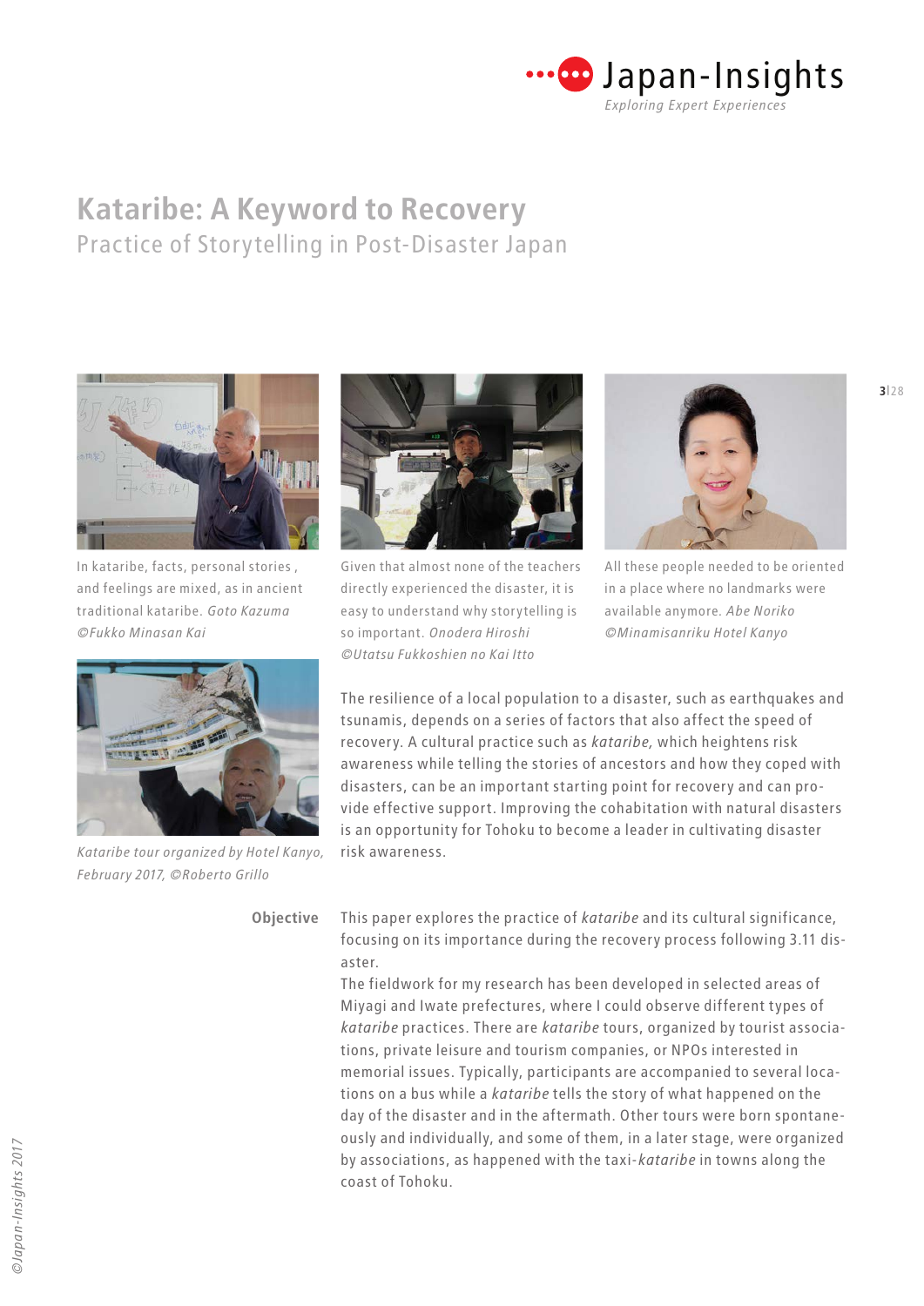# Kataribe: A Keyword to Recovery

## Practice of Storytelling in Post-Disaster Japan

In kataribe, facts, personal stories, and feelings are mixed, as in ancient traditional kataribe. *Goto Kazuma ©Fukko Minasan Kai*

Given that almost none of the teachers directly experienced the disaster, it is easy to understand why storytelling is so important. *Onodera Hiroshi ©Utatsu Fukkoshien no Kai Itto*

All these people needed to be oriented in a place where no landmarks were available anymore. *Abe Noriko ©Minamisanriku Hotel Kanyo*

*Kataribe tour organized by Hotel Kanyo, February 2017, ©Roberto Grillo*

The resilience of a local population to a disaster, such as earthquakes and tsunamis, depends on a series of factors that also affect the speed of recovery. A cultural practice such as *kataribe,* which heightens risk awareness while telling the stories of ancestors and how they coped with disasters, can be an important starting point for recovery and can provide effective support. Improving the cohabitation with natural disasters is an opportunity for Tohoku to become a leader in cultivating disaster risk awareness.

**Objective**

This paper explores the practice of *kataribe* and its cultural significance, focusing on its importance during the recovery process following 3.11 disaster.

The fieldwork for my research has been developed in selected areas of Miyagi and Iwate prefectures, where I could observe different types of *kataribe* practices. There are *kataribe* tours, organized by tourist associations, private leisure and tourism companies, or NPOs interested in memorial issues. Typically, participants are accompanied to several locations on a bus while a *kataribe* tells the story of what happened on the day of the disaster and in the aftermath. Other tours were born spontaneously and individually, and some of them, in a later stage, were organized by associations, as happened with the taxi-*kataribe* in towns along the coast of Tohoku.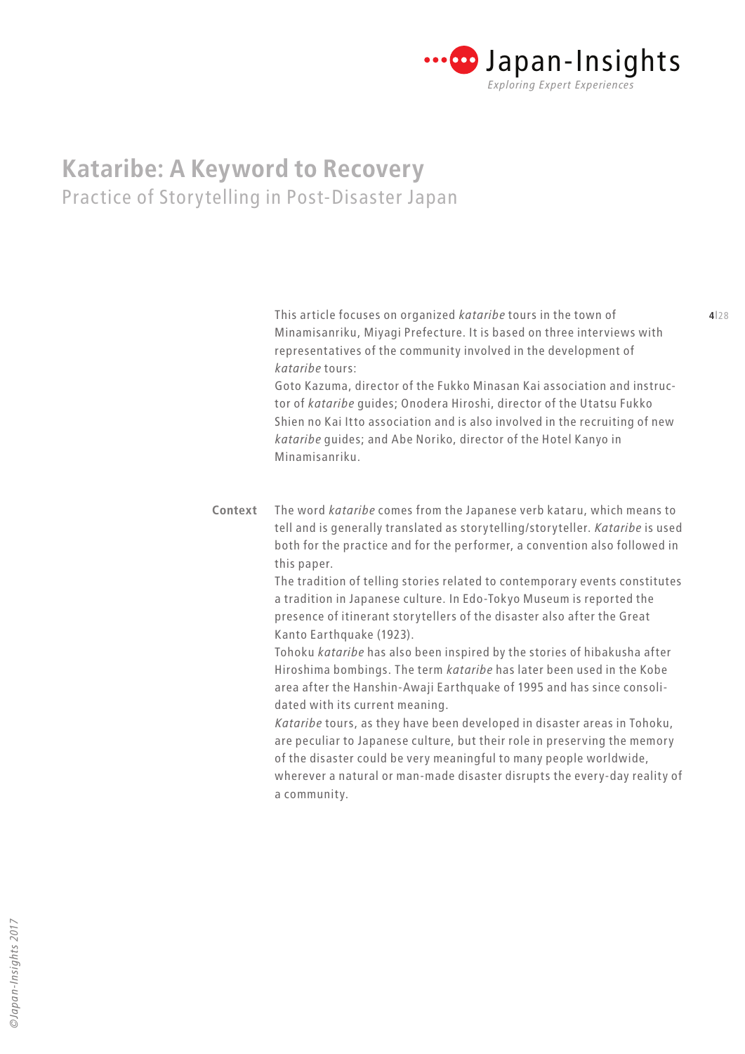# Kataribe: A Keyword to Recovery

## Practice of Storytelling in Post-Disaster Japan

This article focuses on organized *kataribe* tours in the town of Minamisanriku, Miyagi Prefecture. It is based on three interviews with representatives of the community involved in the development of *kataribe* tours:

Goto Kazuma, director of the Fukko Minasan Kai association and instructor of *kataribe* guides; Onodera Hiroshi, director of the Utatsu Fukko Shien no Kai Itto association and is also involved in the recruiting of new *kataribe* guides; and Abe Noriko, director of the Hotel Kanyo in Minamisanriku.

**Context**

The word *kataribe* comes from the Japanese verb kataru, which means to tell and is generally translated as storytelling/storyteller. *Kataribe* is used both for the practice and for the performer, a convention also followed in this paper.

The tradition of telling stories related to contemporary events constitutes a tradition in Japanese culture. In Edo-Tokyo Museum is reported the presence of itinerant storytellers of the disaster also after the Great Kanto Earthquake (1923).

Tohoku *kataribe* has also been inspired by the stories of hibakusha after Hiroshima bombings. The term *kataribe* has later been used in the Kobe area after the Hanshin-Awaji Earthquake of 1995 and has since consolidated with its current meaning.

*Kataribe* tours, as they have been developed in disaster areas in Tohoku, are peculiar to Japanese culture, but their role in preserving the memory of the disaster could be very meaningful to many people worldwide, wherever a natural or man-made disaster disrupts the every-day reality of a community.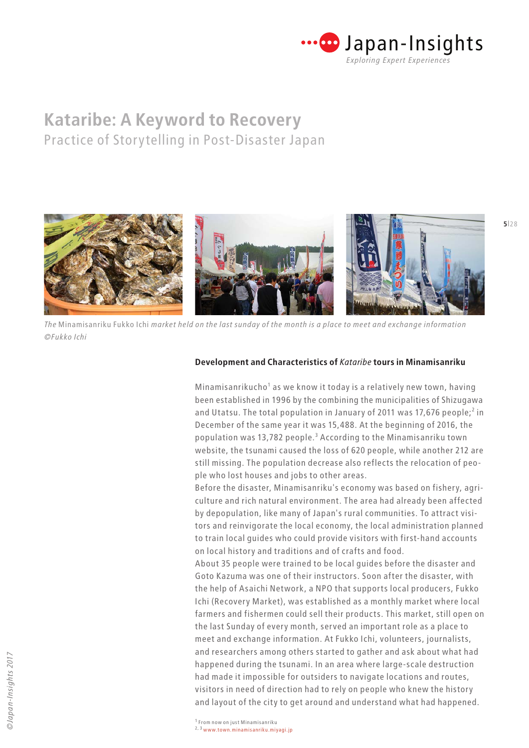# Kataribe: A Keyword to Recovery

## Practice of Storytelling in Post-Disaster Japan

*The* Minamisanriku Fukko Ichi *market held on the last sunday of the month is a place to meet and exchange information ©Fukko Ichi*

### Development and Characteristics of *Kataribe* tours in Minamisanriku

Minamisanrikucho[1] as we know it today is a relatively new town, having been established in 1996 by the combining the municipalities of Shizugawa and Utatsu. The total population in January of 2011 was 17,676 people;[2] in December of the same year it was 15,488. At the beginning of 2016, the population was 13,782 people.[3] According to the Minamisanriku town website, the tsunami caused the loss of 620 people, while another 212 are still missing. The population decrease also reflects the relocation of people who lost houses and jobs to other areas.

Before the disaster, Minamisanriku's economy was based on fishery, agriculture and rich natural environment. The area had already been affected by depopulation, like many of Japan's rural communities. To attract visitors and reinvigorate the local economy, the local administration planned to train local guides who could provide visitors with first-hand accounts on local history and traditions and of crafts and food.

About 35 people were trained to be local guides before the disaster and Goto Kazuma was one of their instructors. Soon after the disaster, with the help of Asaichi Network, a NPO that supports local producers, Fukko Ichi (Recovery Market), was established as a monthly market where local farmers and fishermen could sell their products. This market, still open on the last Sunday of every month, served an important role as a place to meet and exchange information. At Fukko Ichi, volunteers, journalists, and researchers among others started to gather and ask about what had happened during the tsunami. In an area where large-scale destruction had made it impossible for outsiders to navigate locations and routes, visitors in need of direction had to rely on people who knew the history and layout of the city to get around and understand what had happened.

[1] From now on just Minamisanriku

[2, 3] www.town.minamisanriku.miyagi.jp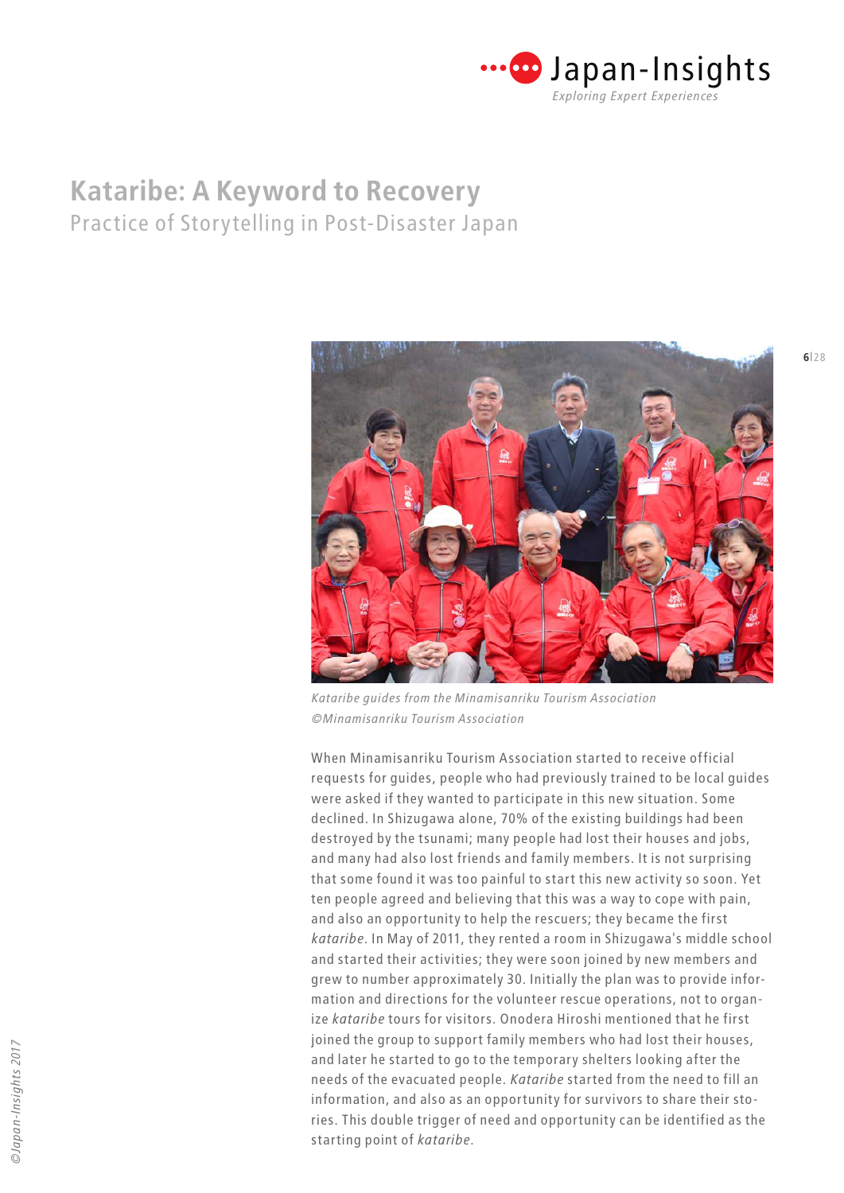# Kataribe: A Keyword to Recovery

## Practice of Storytelling in Post-Disaster Japan

*Kataribe guides from the Minamisanriku Tourism Association*
*©Minamisanriku Tourism Association*

When Minamisanriku Tourism Association started to receive official requests for guides, people who had previously trained to be local guides were asked if they wanted to participate in this new situation. Some declined. In Shizugawa alone, 70% of the existing buildings had been destroyed by the tsunami; many people had lost their houses and jobs, and many had also lost friends and family members. It is not surprising that some found it was too painful to start this new activity so soon. Yet ten people agreed and believing that this was a way to cope with pain, and also an opportunity to help the rescuers; they became the first *kataribe*. In May of 2011, they rented a room in Shizugawa's middle school and started their activities; they were soon joined by new members and grew to number approximately 30. Initially the plan was to provide information and directions for the volunteer rescue operations, not to organize *kataribe* tours for visitors. Onodera Hiroshi mentioned that he first joined the group to support family members who had lost their houses, and later he started to go to the temporary shelters looking after the needs of the evacuated people. *Kataribe* started from the need to fill an information, and also as an opportunity for survivors to share their stories. This double trigger of need and opportunity can be identified as the starting point of *kataribe*.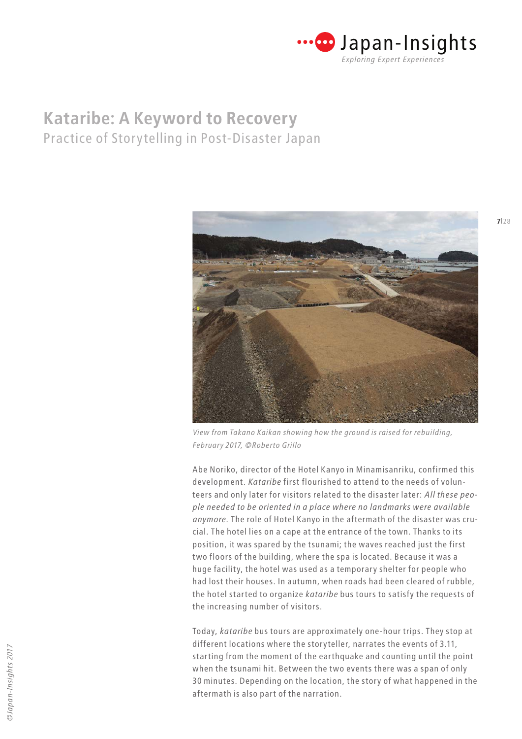# Kataribe: A Keyword to Recovery

## Practice of Storytelling in Post-Disaster Japan

*View from Takano Kaikan showing how the ground is raised for rebuilding, February 2017, ©Roberto Grillo*

Abe Noriko, director of the Hotel Kanyo in Minamisanriku, confirmed this development. *Kataribe* first flourished to attend to the needs of volunteers and only later for visitors related to the disaster later: *All these people needed to be oriented in a place where no landmarks were available anymore*. The role of Hotel Kanyo in the aftermath of the disaster was crucial. The hotel lies on a cape at the entrance of the town. Thanks to its position, it was spared by the tsunami; the waves reached just the first two floors of the building, where the spa is located. Because it was a huge facility, the hotel was used as a temporary shelter for people who had lost their houses. In autumn, when roads had been cleared of rubble, the hotel started to organize *kataribe* bus tours to satisfy the requests of the increasing number of visitors.

Today, *kataribe* bus tours are approximately one-hour trips. They stop at different locations where the storyteller, narrates the events of 3.11, starting from the moment of the earthquake and counting until the point when the tsunami hit. Between the two events there was a span of only 30 minutes. Depending on the location, the story of what happened in the aftermath is also part of the narration.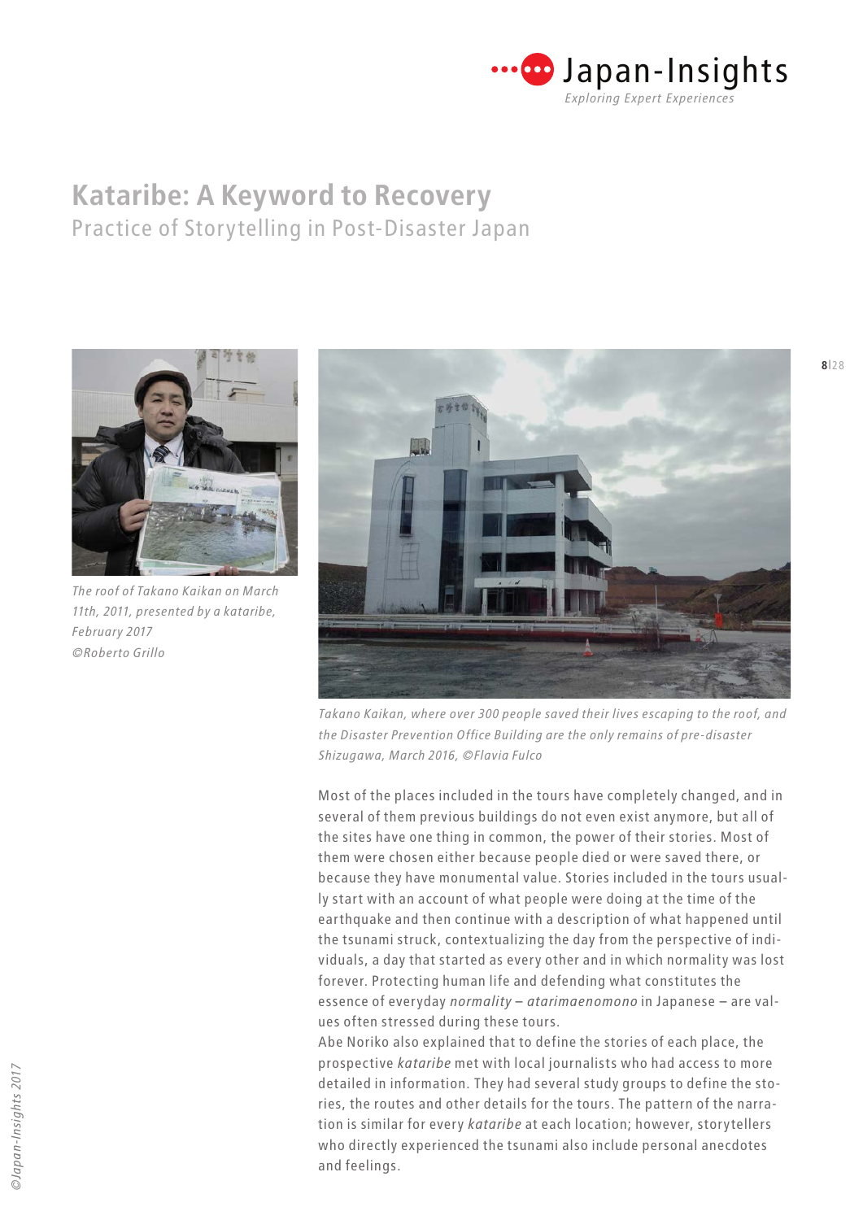# Kataribe: A Keyword to Recovery

## Practice of Storytelling in Post-Disaster Japan

*The roof of Takano Kaikan on March 11th, 2011, presented by a kataribe, February 2017 ©Roberto Grillo*

*Takano Kaikan, where over 300 people saved their lives escaping to the roof, and the Disaster Prevention Office Building are the only remains of pre-disaster Shizugawa, March 2016, ©Flavia Fulco*

Most of the places included in the tours have completely changed, and in several of them previous buildings do not even exist anymore, but all of the sites have one thing in common, the power of their stories. Most of them were chosen either because people died or were saved there, or because they have monumental value. Stories included in the tours usually start with an account of what people were doing at the time of the earthquake and then continue with a description of what happened until the tsunami struck, contextualizing the day from the perspective of individuals, a day that started as every other and in which normality was lost forever. Protecting human life and defending what constitutes the essence of everyday *normality* – *atarimaenomono* in Japanese – are values often stressed during these tours.

Abe Noriko also explained that to define the stories of each place, the prospective *kataribe* met with local journalists who had access to more detailed in information. They had several study groups to define the stories, the routes and other details for the tours. The pattern of the narration is similar for every *kataribe* at each location; however, storytellers who directly experienced the tsunami also include personal anecdotes and feelings.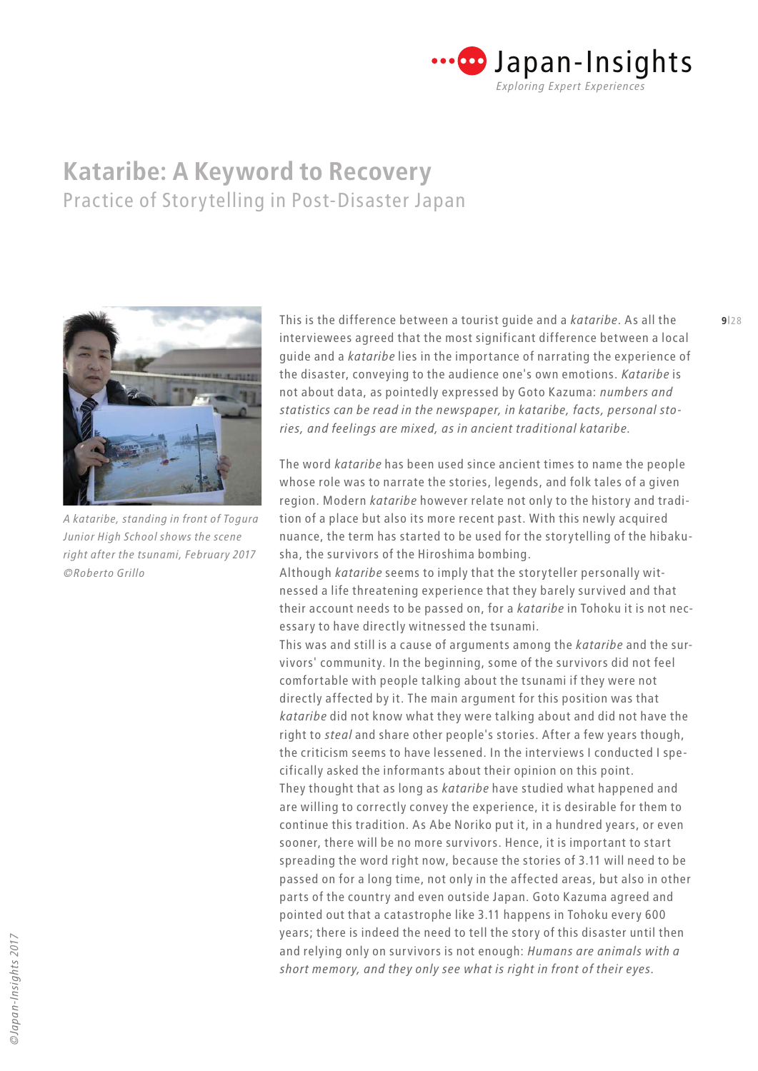# Kataribe: A Keyword to Recovery

## Practice of Storytelling in Post-Disaster Japan

*A kataribe, standing in front of Togura Junior High School shows the scene right after the tsunami, February 2017 ©Roberto Grillo*

This is the difference between a tourist guide and a *kataribe*. As all the interviewees agreed that the most significant difference between a local guide and a *kataribe* lies in the importance of narrating the experience of the disaster, conveying to the audience one's own emotions. *Kataribe* is not about data, as pointedly expressed by Goto Kazuma: *numbers and statistics can be read in the newspaper, in kataribe, facts, personal stories, and feelings are mixed, as in ancient traditional kataribe.*

The word *kataribe* has been used since ancient times to name the people whose role was to narrate the stories, legends, and folk tales of a given region. Modern *kataribe* however relate not only to the history and tradition of a place but also its more recent past. With this newly acquired nuance, the term has started to be used for the storytelling of the hibakusha, the survivors of the Hiroshima bombing.

Although *kataribe* seems to imply that the storyteller personally witnessed a life threatening experience that they barely survived and that their account needs to be passed on, for a *kataribe* in Tohoku it is not necessary to have directly witnessed the tsunami.

This was and still is a cause of arguments among the *kataribe* and the survivors' community. In the beginning, some of the survivors did not feel comfortable with people talking about the tsunami if they were not directly affected by it. The main argument for this position was that *kataribe* did not know what they were talking about and did not have the right to *steal* and share other people's stories. After a few years though, the criticism seems to have lessened. In the interviews I conducted I specifically asked the informants about their opinion on this point.

They thought that as long as *kataribe* have studied what happened and are willing to correctly convey the experience, it is desirable for them to continue this tradition. As Abe Noriko put it, in a hundred years, or even sooner, there will be no more survivors. Hence, it is important to start spreading the word right now, because the stories of 3.11 will need to be passed on for a long time, not only in the affected areas, but also in other parts of the country and even outside Japan. Goto Kazuma agreed and pointed out that a catastrophe like 3.11 happens in Tohoku every 600 years; there is indeed the need to tell the story of this disaster until then and relying only on survivors is not enough: *Humans are animals with a short memory, and they only see what is right in front of their eyes.*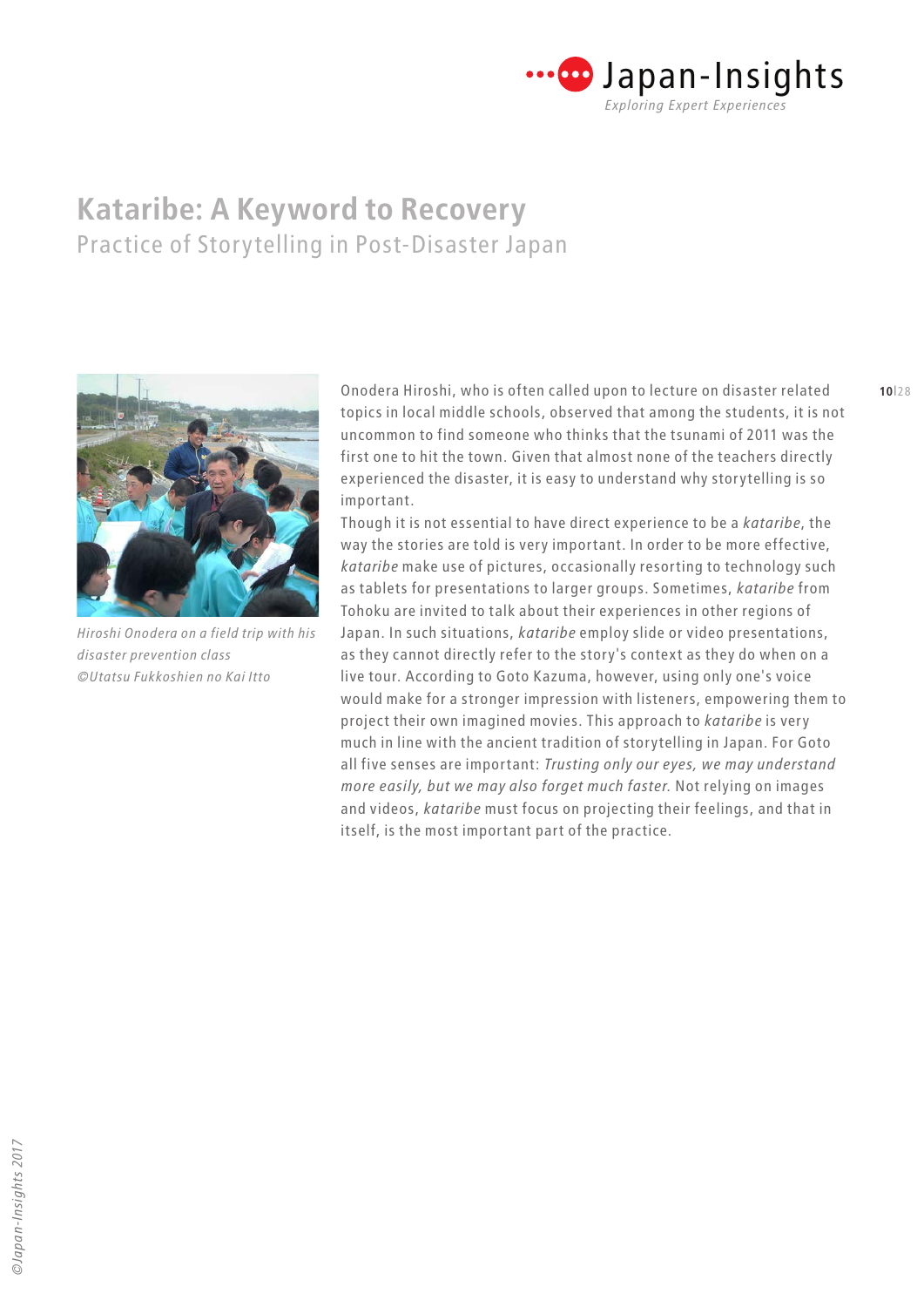# Kataribe: A Keyword to Recovery

## Practice of Storytelling in Post-Disaster Japan

*Hiroshi Onodera on a field trip with his disaster prevention class ©Utatsu Fukkoshien no Kai Itto*

Onodera Hiroshi, who is often called upon to lecture on disaster related topics in local middle schools, observed that among the students, it is not uncommon to find someone who thinks that the tsunami of 2011 was the first one to hit the town. Given that almost none of the teachers directly experienced the disaster, it is easy to understand why storytelling is so important.

Though it is not essential to have direct experience to be a *kataribe*, the way the stories are told is very important. In order to be more effective, *kataribe* make use of pictures, occasionally resorting to technology such as tablets for presentations to larger groups. Sometimes, *kataribe* from Tohoku are invited to talk about their experiences in other regions of Japan. In such situations, *kataribe* employ slide or video presentations, as they cannot directly refer to the story's context as they do when on a live tour. According to Goto Kazuma, however, using only one's voice would make for a stronger impression with listeners, empowering them to project their own imagined movies. This approach to *kataribe* is very much in line with the ancient tradition of storytelling in Japan. For Goto all five senses are important: *Trusting only our eyes, we may understand more easily, but we may also forget much faster.* Not relying on images and videos, *kataribe* must focus on projecting their feelings, and that in itself, is the most important part of the practice.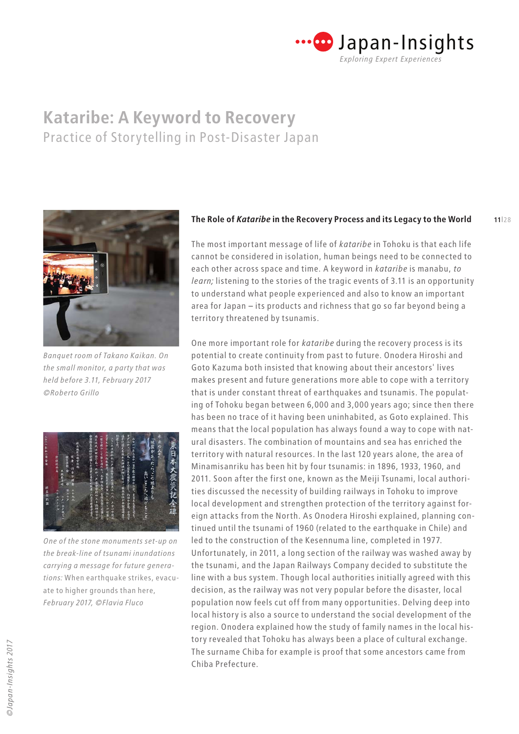# Kataribe: A Keyword to Recovery

## Practice of Storytelling in Post-Disaster Japan

Banquet room of Takano Kaikan. On the small monitor, a party that was held before 3.11, February 2017 ©Roberto Grillo

One of the stone monuments set-up on the break-line of tsunami inundations carrying a message for future generations: When earthquake strikes, evacuate to higher grounds than here, February 2017, ©Flavia Fluco

### The Role of *Kataribe* in the Recovery Process and its Legacy to the World

The most important message of life of *kataribe* in Tohoku is that each life cannot be considered in isolation, human beings need to be connected to each other across space and time. A keyword in *kataribe* is manabu, *to learn;* listening to the stories of the tragic events of 3.11 is an opportunity to understand what people experienced and also to know an important area for Japan – its products and richness that go so far beyond being a territory threatened by tsunamis.

One more important role for *kataribe* during the recovery process is its potential to create continuity from past to future. Onodera Hiroshi and Goto Kazuma both insisted that knowing about their ancestors' lives makes present and future generations more able to cope with a territory that is under constant threat of earthquakes and tsunamis. The populating of Tohoku began between 6,000 and 3,000 years ago; since then there has been no trace of it having been uninhabited, as Goto explained. This means that the local population has always found a way to cope with natural disasters. The combination of mountains and sea has enriched the territory with natural resources. In the last 120 years alone, the area of Minamisanriku has been hit by four tsunamis: in 1896, 1933, 1960, and 2011. Soon after the first one, known as the Meiji Tsunami, local authorities discussed the necessity of building railways in Tohoku to improve local development and strengthen protection of the territory against foreign attacks from the North. As Onodera Hiroshi explained, planning continued until the tsunami of 1960 (related to the earthquake in Chile) and led to the construction of the Kesennuma line, completed in 1977. Unfortunately, in 2011, a long section of the railway was washed away by the tsunami, and the Japan Railways Company decided to substitute the line with a bus system. Though local authorities initially agreed with this decision, as the railway was not very popular before the disaster, local population now feels cut off from many opportunities. Delving deep into local history is also a source to understand the social development of the region. Onodera explained how the study of family names in the local history revealed that Tohoku has always been a place of cultural exchange. The surname Chiba for example is proof that some ancestors came from Chiba Prefecture.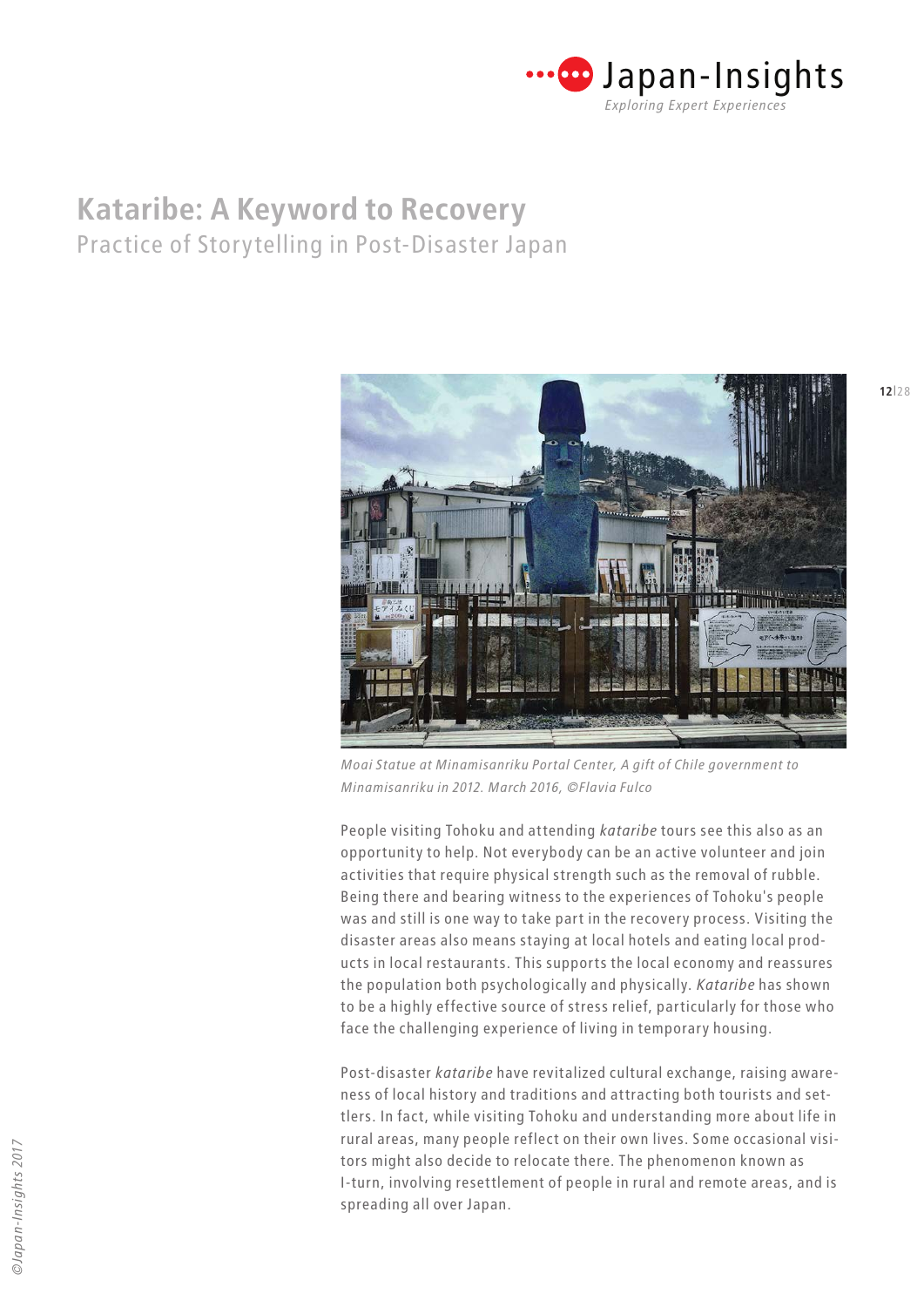# Kataribe: A Keyword to Recovery

## Practice of Storytelling in Post-Disaster Japan

*Moai Statue at Minamisanriku Portal Center, A gift of Chile government to Minamisanriku in 2012. March 2016, ©Flavia Fulco*

People visiting Tohoku and attending *kataribe* tours see this also as an opportunity to help. Not everybody can be an active volunteer and join activities that require physical strength such as the removal of rubble. Being there and bearing witness to the experiences of Tohoku's people was and still is one way to take part in the recovery process. Visiting the disaster areas also means staying at local hotels and eating local products in local restaurants. This supports the local economy and reassures the population both psychologically and physically. *Kataribe* has shown to be a highly effective source of stress relief, particularly for those who face the challenging experience of living in temporary housing.

Post-disaster *kataribe* have revitalized cultural exchange, raising awareness of local history and traditions and attracting both tourists and settlers. In fact, while visiting Tohoku and understanding more about life in rural areas, many people reflect on their own lives. Some occasional visitors might also decide to relocate there. The phenomenon known as I-turn, involving resettlement of people in rural and remote areas, and is spreading all over Japan.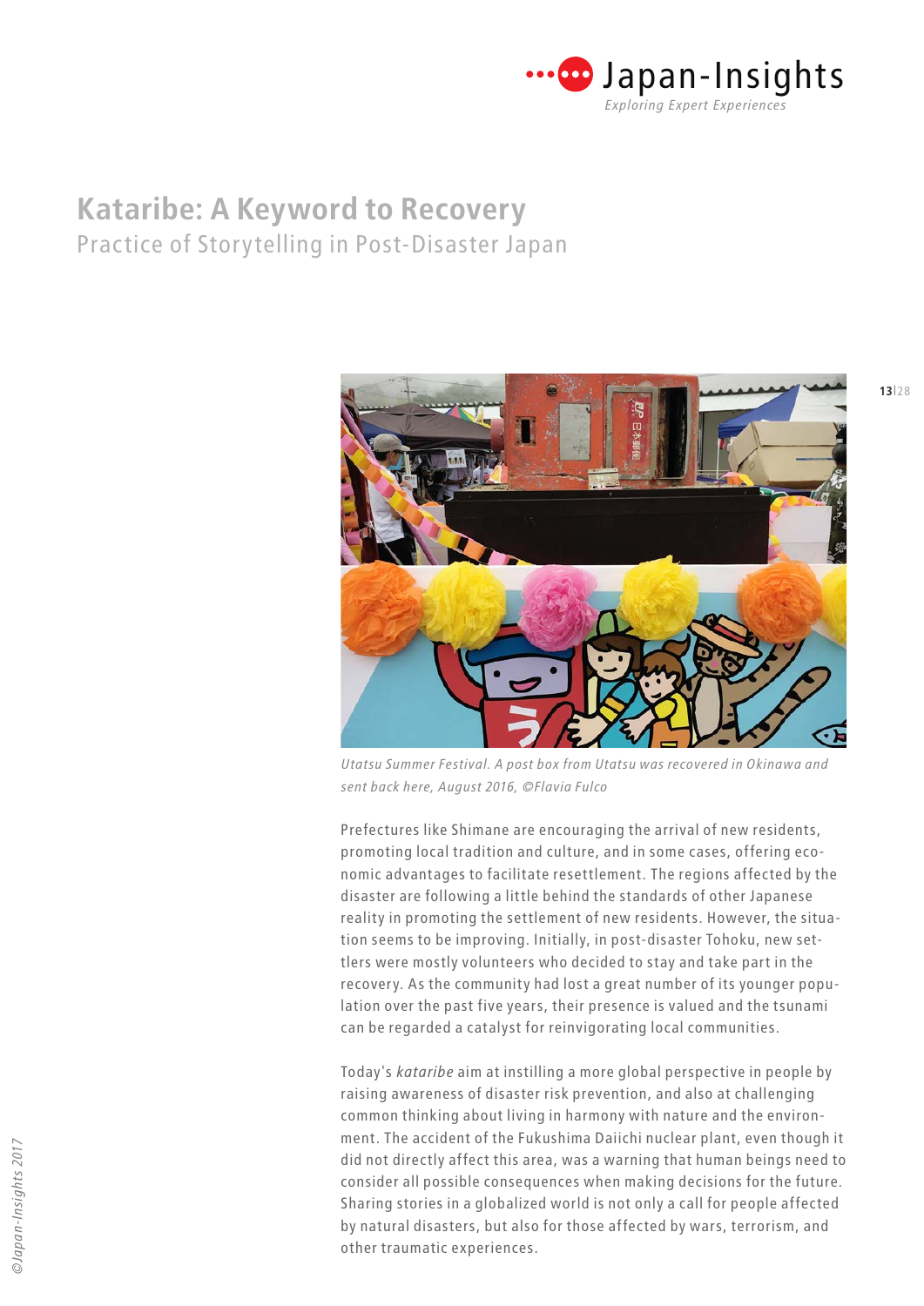# Kataribe: A Keyword to Recovery

## Practice of Storytelling in Post-Disaster Japan

*Utatsu Summer Festival. A post box from Utatsu was recovered in Okinawa and sent back here, August 2016, ©Flavia Fulco*

Prefectures like Shimane are encouraging the arrival of new residents, promoting local tradition and culture, and in some cases, offering economic advantages to facilitate resettlement. The regions affected by the disaster are following a little behind the standards of other Japanese reality in promoting the settlement of new residents. However, the situation seems to be improving. Initially, in post-disaster Tohoku, new settlers were mostly volunteers who decided to stay and take part in the recovery. As the community had lost a great number of its younger population over the past five years, their presence is valued and the tsunami can be regarded a catalyst for reinvigorating local communities.

Today's *kataribe* aim at instilling a more global perspective in people by raising awareness of disaster risk prevention, and also at challenging common thinking about living in harmony with nature and the environment. The accident of the Fukushima Daiichi nuclear plant, even though it did not directly affect this area, was a warning that human beings need to consider all possible consequences when making decisions for the future. Sharing stories in a globalized world is not only a call for people affected by natural disasters, but also for those affected by wars, terrorism, and other traumatic experiences.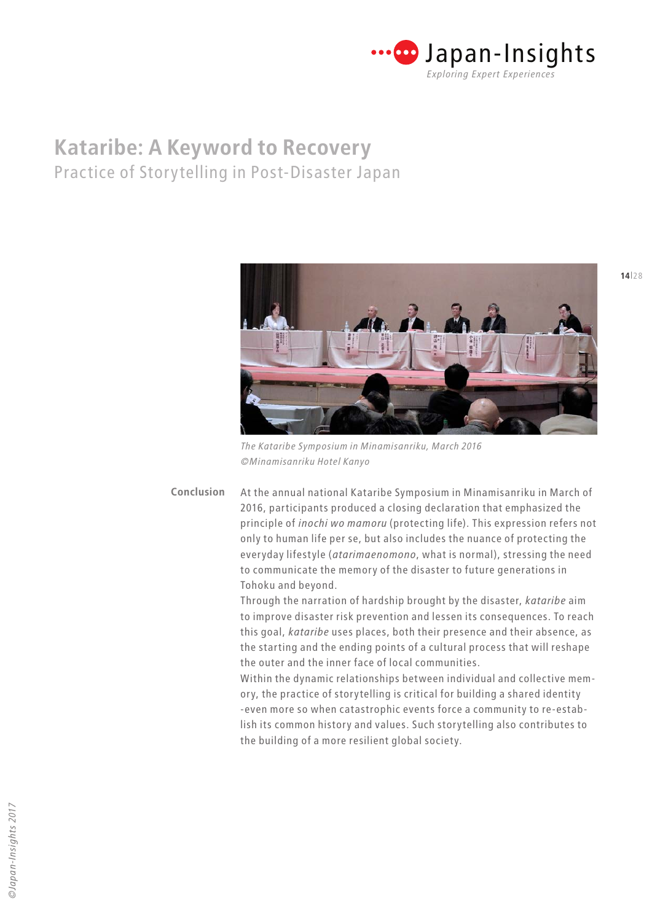# Kataribe: A Keyword to Recovery

## Practice of Storytelling in Post-Disaster Japan

*The Kataribe Symposium in Minamisanriku, March 2016*
*©Minamisanriku Hotel Kanyo*

### Conclusion

At the annual national Kataribe Symposium in Minamisanriku in March of 2016, participants produced a closing declaration that emphasized the principle of *inochi wo mamoru* (protecting life). This expression refers not only to human life per se, but also includes the nuance of protecting the everyday lifestyle (*atarimaenomono*, what is normal), stressing the need to communicate the memory of the disaster to future generations in Tohoku and beyond.

Through the narration of hardship brought by the disaster, *kataribe* aim to improve disaster risk prevention and lessen its consequences. To reach this goal, *kataribe* uses places, both their presence and their absence, as the starting and the ending points of a cultural process that will reshape the outer and the inner face of local communities.

Within the dynamic relationships between individual and collective memory, the practice of storytelling is critical for building a shared identity -even more so when catastrophic events force a community to re-establish its common history and values. Such storytelling also contributes to the building of a more resilient global society.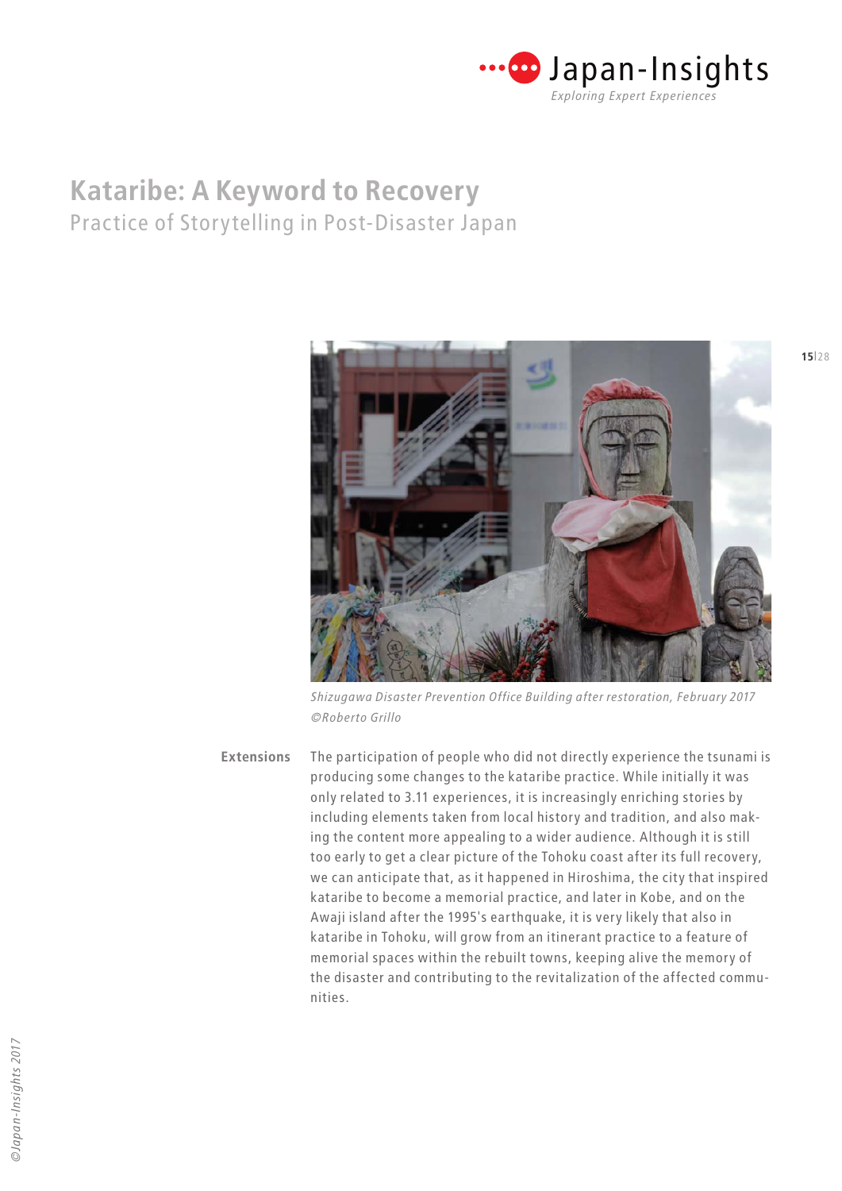# Kataribe: A Keyword to Recovery

## Practice of Storytelling in Post-Disaster Japan

*Shizugawa Disaster Prevention Office Building after restoration, February 2017 ©Roberto Grillo*

**Extensions**

The participation of people who did not directly experience the tsunami is producing some changes to the kataribe practice. While initially it was only related to 3.11 experiences, it is increasingly enriching stories by including elements taken from local history and tradition, and also making the content more appealing to a wider audience. Although it is still too early to get a clear picture of the Tohoku coast after its full recovery, we can anticipate that, as it happened in Hiroshima, the city that inspired kataribe to become a memorial practice, and later in Kobe, and on the Awaji island after the 1995's earthquake, it is very likely that also in kataribe in Tohoku, will grow from an itinerant practice to a feature of memorial spaces within the rebuilt towns, keeping alive the memory of the disaster and contributing to the revitalization of the affected communities.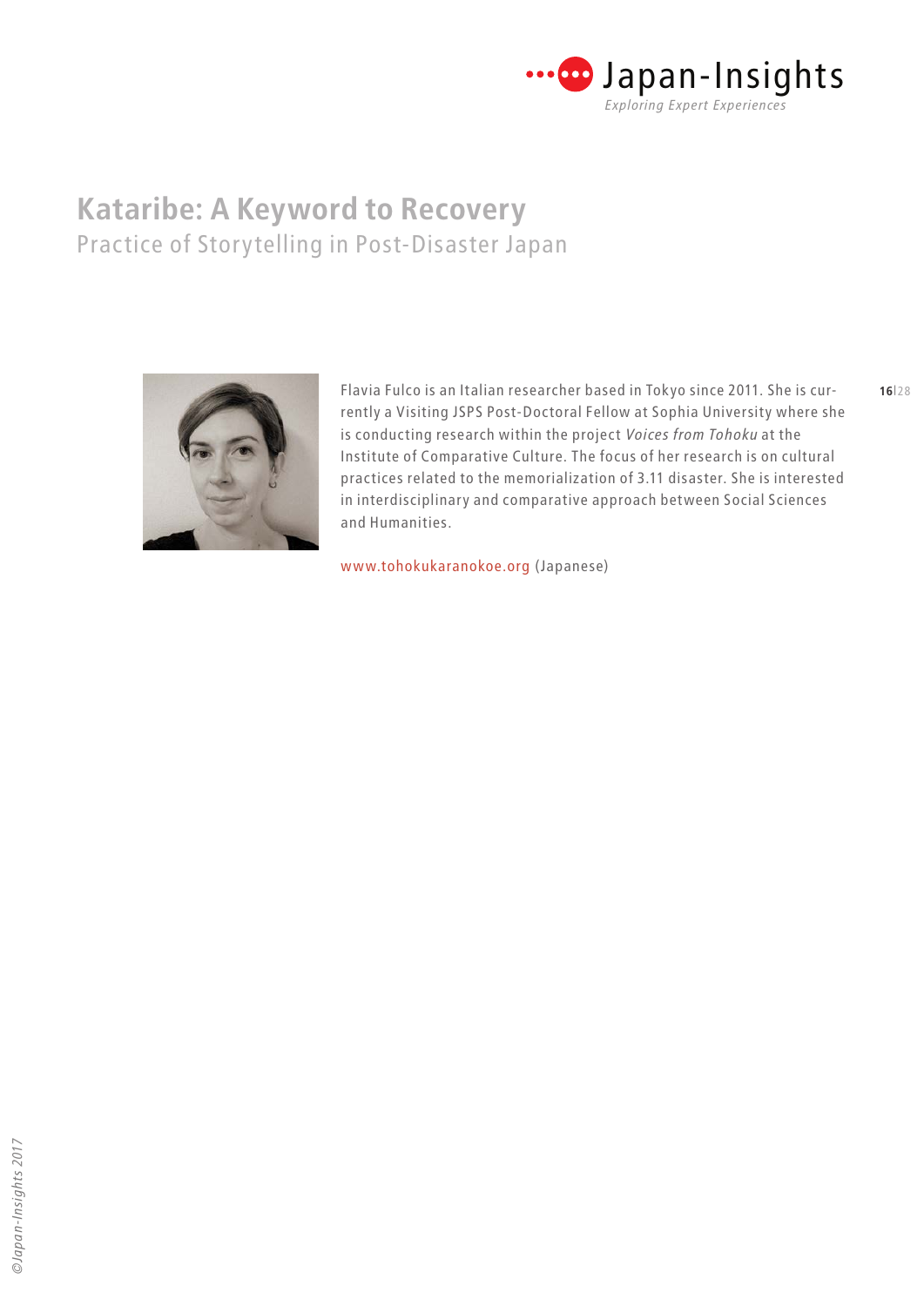# Kataribe: A Keyword to Recovery

## Practice of Storytelling in Post-Disaster Japan

Flavia Fulco is an Italian researcher based in Tokyo since 2011. She is currently a Visiting JSPS Post-Doctoral Fellow at Sophia University where she is conducting research within the project *Voices from Tohoku* at the Institute of Comparative Culture. The focus of her research is on cultural practices related to the memorialization of 3.11 disaster. She is interested in interdisciplinary and comparative approach between Social Sciences and Humanities.

www.tohokukaranokoe.org (Japanese)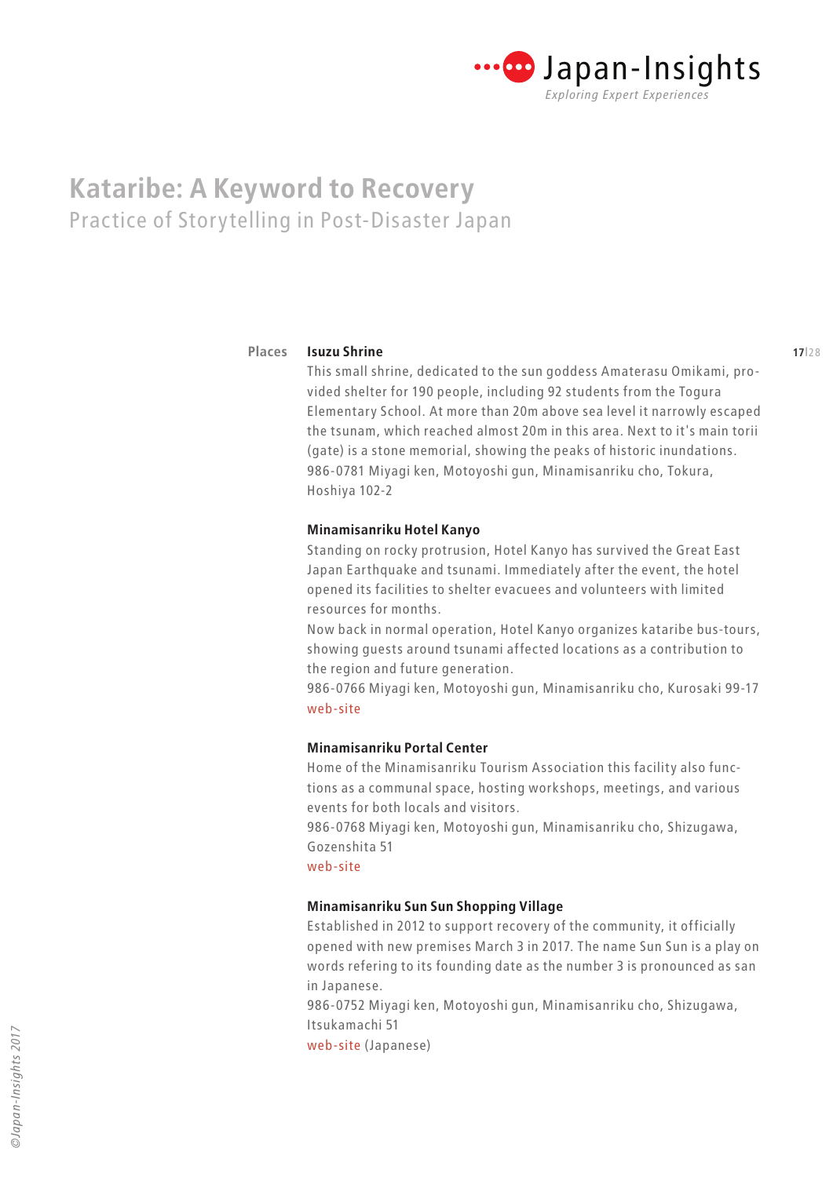# Kataribe: A Keyword to Recovery

## Practice of Storytelling in Post-Disaster Japan

**Places**

### Isuzu Shrine

This small shrine, dedicated to the sun goddess Amaterasu Omikami, provided shelter for 190 people, including 92 students from the Togura Elementary School. At more than 20m above sea level it narrowly escaped the tsunam, which reached almost 20m in this area. Next to it's main torii (gate) is a stone memorial, showing the peaks of historic inundations.
986-0781 Miyagi ken, Motoyoshi gun, Minamisanriku cho, Tokura, Hoshiya 102-2

### Minamisanriku Hotel Kanyo

Standing on rocky protrusion, Hotel Kanyo has survived the Great East Japan Earthquake and tsunami. Immediately after the event, the hotel opened its facilities to shelter evacuees and volunteers with limited resources for months.
Now back in normal operation, Hotel Kanyo organizes kataribe bus-tours, showing guests around tsunami affected locations as a contribution to the region and future generation.
986-0766 Miyagi ken, Motoyoshi gun, Minamisanriku cho, Kurosaki 99-17
web-site

### Minamisanriku Portal Center

Home of the Minamisanriku Tourism Association this facility also functions as a communal space, hosting workshops, meetings, and various events for both locals and visitors.
986-0768 Miyagi ken, Motoyoshi gun, Minamisanriku cho, Shizugawa, Gozenshita 51
web-site

### Minamisanriku Sun Sun Shopping Village

Established in 2012 to support recovery of the community, it officially opened with new premises March 3 in 2017. The name Sun Sun is a play on words refering to its founding date as the number 3 is pronounced as san in Japanese.
986-0752 Miyagi ken, Motoyoshi gun, Minamisanriku cho, Shizugawa, Itsukamachi 51
web-site (Japanese)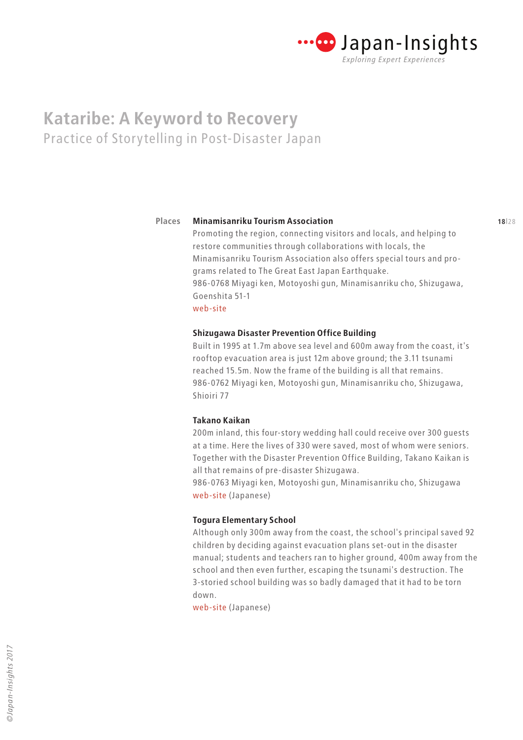# Kataribe: A Keyword to Recovery

## Practice of Storytelling in Post-Disaster Japan

**Places**

**Minamisanriku Tourism Association**

Promoting the region, connecting visitors and locals, and helping to restore communities through collaborations with locals, the Minamisanriku Tourism Association also offers special tours and programs related to The Great East Japan Earthquake.
986-0768 Miyagi ken, Motoyoshi gun, Minamisanriku cho, Shizugawa, Goenshita 51-1
web-site

**Shizugawa Disaster Prevention Office Building**

Built in 1995 at 1.7m above sea level and 600m away from the coast, it's rooftop evacuation area is just 12m above ground; the 3.11 tsunami reached 15.5m. Now the frame of the building is all that remains.
986-0762 Miyagi ken, Motoyoshi gun, Minamisanriku cho, Shizugawa, Shioiri 77

**Takano Kaikan**

200m inland, this four-story wedding hall could receive over 300 guests at a time. Here the lives of 330 were saved, most of whom were seniors. Together with the Disaster Prevention Office Building, Takano Kaikan is all that remains of pre-disaster Shizugawa.
986-0763 Miyagi ken, Motoyoshi gun, Minamisanriku cho, Shizugawa
web-site (Japanese)

**Togura Elementary School**

Although only 300m away from the coast, the school's principal saved 92 children by deciding against evacuation plans set-out in the disaster manual; students and teachers ran to higher ground, 400m away from the school and then even further, escaping the tsunami's destruction. The 3-storied school building was so badly damaged that it had to be torn down.
web-site (Japanese)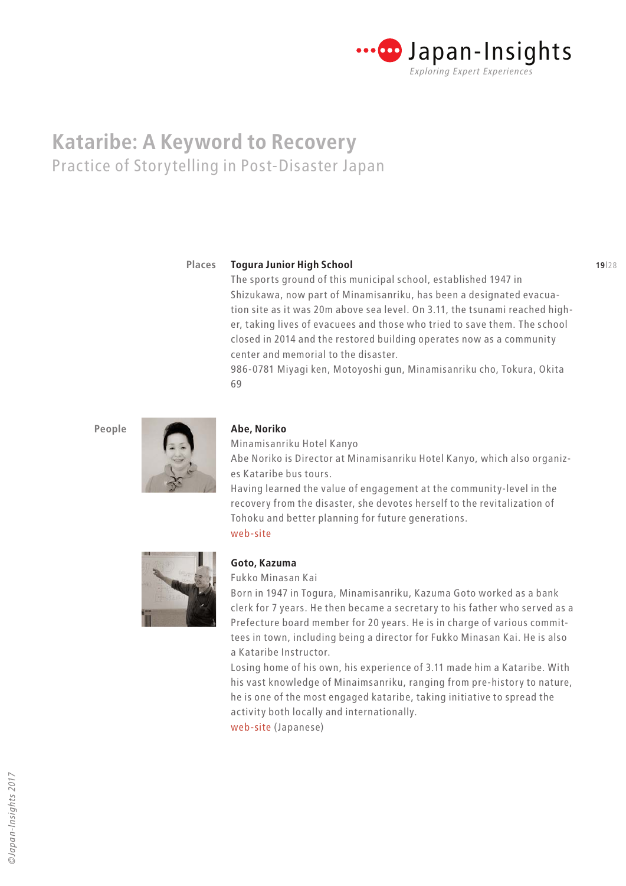# Kataribe: A Keyword to Recovery

## Practice of Storytelling in Post-Disaster Japan

### Places

**Togura Junior High School**

The sports ground of this municipal school, established 1947 in Shizukawa, now part of Minamisanriku, has been a designated evacuation site as it was 20m above sea level. On 3.11, the tsunami reached higher, taking lives of evacuees and those who tried to save them. The school closed in 2014 and the restored building operates now as a community center and memorial to the disaster.

986-0781 Miyagi ken, Motoyoshi gun, Minamisanriku cho, Tokura, Okita 69

### People

**Abe, Noriko**

Minamisanriku Hotel Kanyo

Abe Noriko is Director at Minamisanriku Hotel Kanyo, which also organizes Kataribe bus tours.

Having learned the value of engagement at the community-level in the recovery from the disaster, she devotes herself to the revitalization of Tohoku and better planning for future generations.

web-site

**Goto, Kazuma**

Fukko Minasan Kai

Born in 1947 in Togura, Minamisanriku, Kazuma Goto worked as a bank clerk for 7 years. He then became a secretary to his father who served as a Prefecture board member for 20 years. He is in charge of various committees in town, including being a director for Fukko Minasan Kai. He is also a Kataribe Instructor.

Losing home of his own, his experience of 3.11 made him a Kataribe. With his vast knowledge of Minaimsanriku, ranging from pre-history to nature, he is one of the most engaged kataribe, taking initiative to spread the activity both locally and internationally.

web-site (Japanese)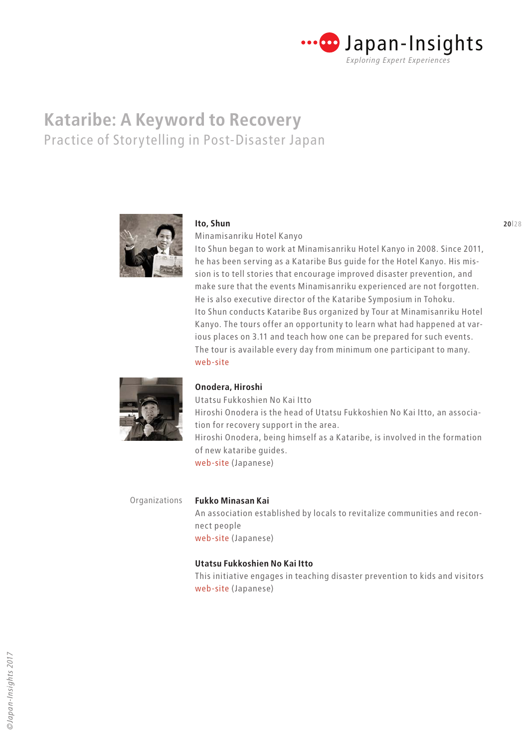# Kataribe: A Keyword to Recovery

## Practice of Storytelling in Post-Disaster Japan

**Ito, Shun**
Minamisanriku Hotel Kanyo
Ito Shun began to work at Minamisanriku Hotel Kanyo in 2008. Since 2011, he has been serving as a Kataribe Bus guide for the Hotel Kanyo. His mission is to tell stories that encourage improved disaster prevention, and make sure that the events Minamisanriku experienced are not forgotten. He is also executive director of the Kataribe Symposium in Tohoku.
Ito Shun conducts Kataribe Bus organized by Tour at Minamisanriku Hotel Kanyo. The tours offer an opportunity to learn what had happened at various places on 3.11 and teach how one can be prepared for such events. The tour is available every day from minimum one participant to many.
web-site

**Onodera, Hiroshi**
Utatsu Fukkoshien No Kai Itto
Hiroshi Onodera is the head of Utatsu Fukkoshien No Kai Itto, an association for recovery support in the area.
Hiroshi Onodera, being himself as a Kataribe, is involved in the formation of new kataribe guides.
web-site (Japanese)

Organizations

**Fukko Minasan Kai**
An association established by locals to revitalize communities and reconnect people
web-site (Japanese)

**Utatsu Fukkoshien No Kai Itto**
This initiative engages in teaching disaster prevention to kids and visitors
web-site (Japanese)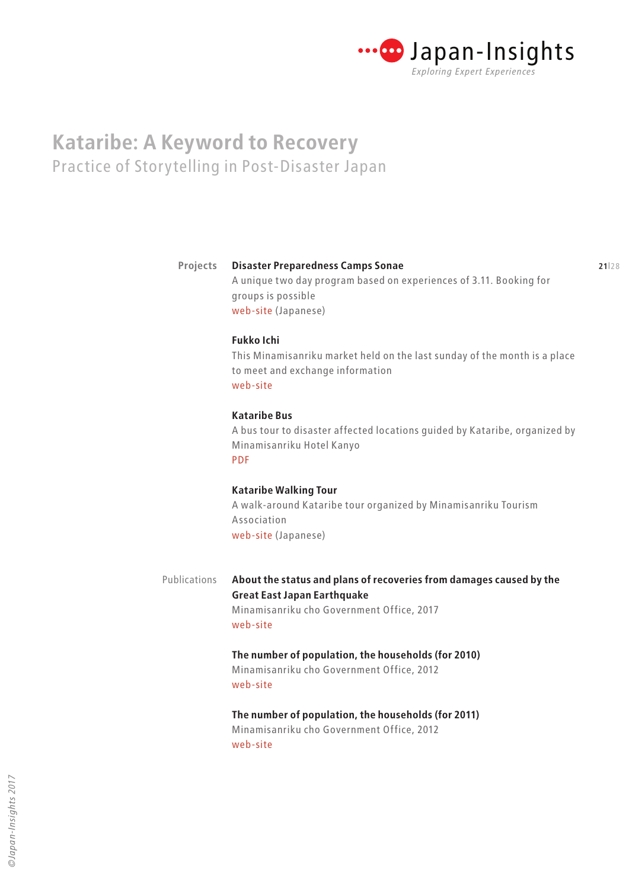# Kataribe: A Keyword to Recovery

## Practice of Storytelling in Post-Disaster Japan

### Projects

**Disaster Preparedness Camps Sonae**
A unique two day program based on experiences of 3.11. Booking for groups is possible
web-site (Japanese)

**Fukko Ichi**
This Minamisanriku market held on the last sunday of the month is a place to meet and exchange information
web-site

**Kataribe Bus**
A bus tour to disaster affected locations guided by Kataribe, organized by Minamisanriku Hotel Kanyo
PDF

**Kataribe Walking Tour**
A walk-around Kataribe tour organized by Minamisanriku Tourism Association
web-site (Japanese)

### Publications

**About the status and plans of recoveries from damages caused by the Great East Japan Earthquake**
Minamisanriku cho Government Office, 2017
web-site

**The number of population, the households (for 2010)**
Minamisanriku cho Government Office, 2012
web-site

**The number of population, the households (for 2011)**
Minamisanriku cho Government Office, 2012
web-site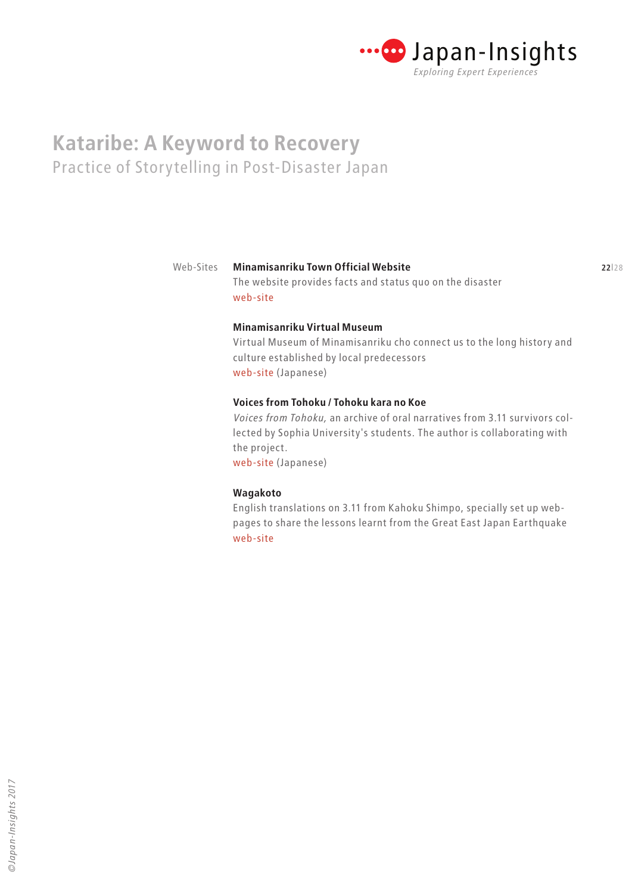# Kataribe: A Keyword to Recovery

## Practice of Storytelling in Post-Disaster Japan

Web-Sites

**Minamisanriku Town Official Website**
The website provides facts and status quo on the disaster
web-site

**Minamisanriku Virtual Museum**
Virtual Museum of Minamisanriku cho connect us to the long history and culture established by local predecessors
web-site (Japanese)

**Voices from Tohoku / Tohoku kara no Koe**
*Voices from Tohoku,* an archive of oral narratives from 3.11 survivors collected by Sophia University's students. The author is collaborating with the project.
web-site (Japanese)

**Wagakoto**
English translations on 3.11 from Kahoku Shimpo, specially set up web-pages to share the lessons learnt from the Great East Japan Earthquake
web-site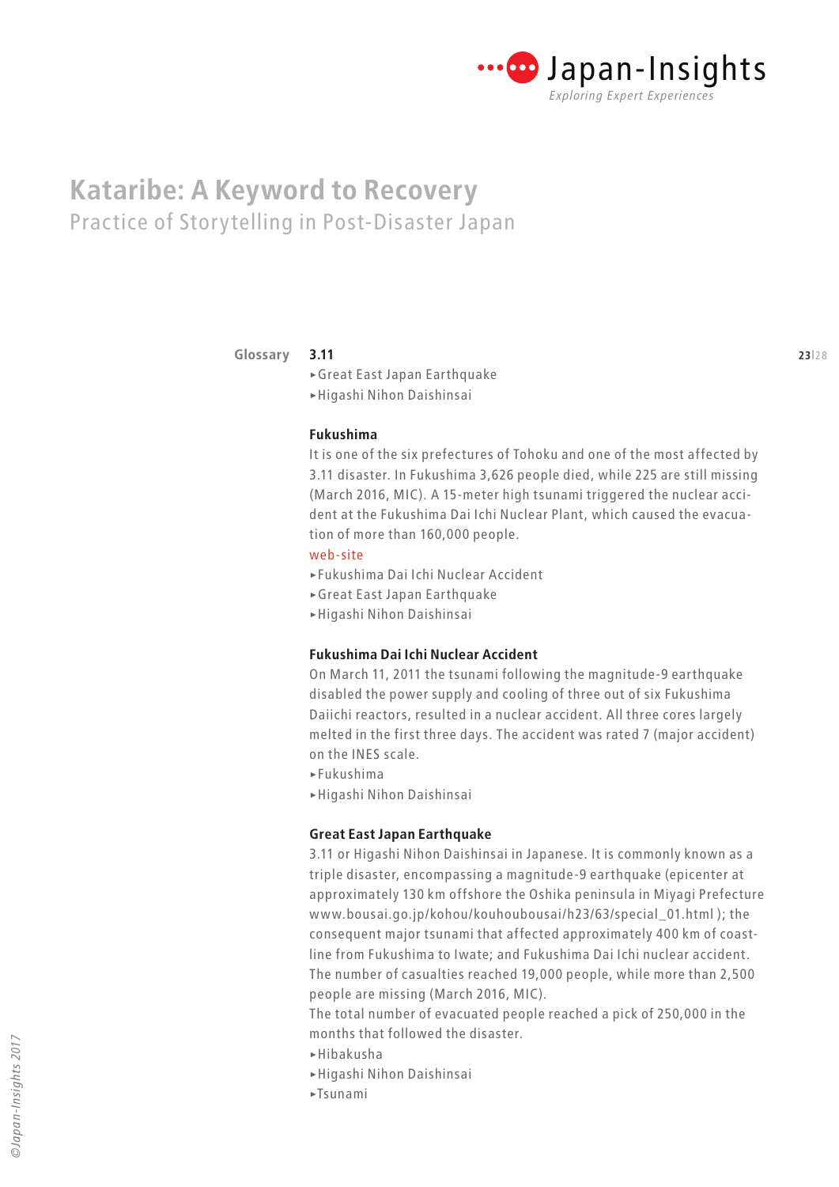# Kataribe: A Keyword to Recovery

## Practice of Storytelling in Post-Disaster Japan

### Glossary

**3.11**

▸Great East Japan Earthquake
▸Higashi Nihon Daishinsai

**Fukushima**

It is one of the six prefectures of Tohoku and one of the most affected by 3.11 disaster. In Fukushima 3,626 people died, while 225 are still missing (March 2016, MIC). A 15-meter high tsunami triggered the nuclear accident at the Fukushima Dai Ichi Nuclear Plant, which caused the evacuation of more than 160,000 people.

web-site

▸Fukushima Dai Ichi Nuclear Accident
▸Great East Japan Earthquake
▸Higashi Nihon Daishinsai

**Fukushima Dai Ichi Nuclear Accident**

On March 11, 2011 the tsunami following the magnitude-9 earthquake disabled the power supply and cooling of three out of six Fukushima Daiichi reactors, resulted in a nuclear accident. All three cores largely melted in the first three days. The accident was rated 7 (major accident) on the INES scale.

▸Fukushima
▸Higashi Nihon Daishinsai

**Great East Japan Earthquake**

3.11 or Higashi Nihon Daishinsai in Japanese. It is commonly known as a triple disaster, encompassing a magnitude-9 earthquake (epicenter at approximately 130 km offshore the Oshika peninsula in Miyagi Prefecture www.bousai.go.jp/kohou/kouhoubousai/h23/63/special_01.html ); the consequent major tsunami that affected approximately 400 km of coastline from Fukushima to Iwate; and Fukushima Dai Ichi nuclear accident. The number of casualties reached 19,000 people, while more than 2,500 people are missing (March 2016, MIC).
The total number of evacuated people reached a pick of 250,000 in the months that followed the disaster.

▸Hibakusha
▸Higashi Nihon Daishinsai
▸Tsunami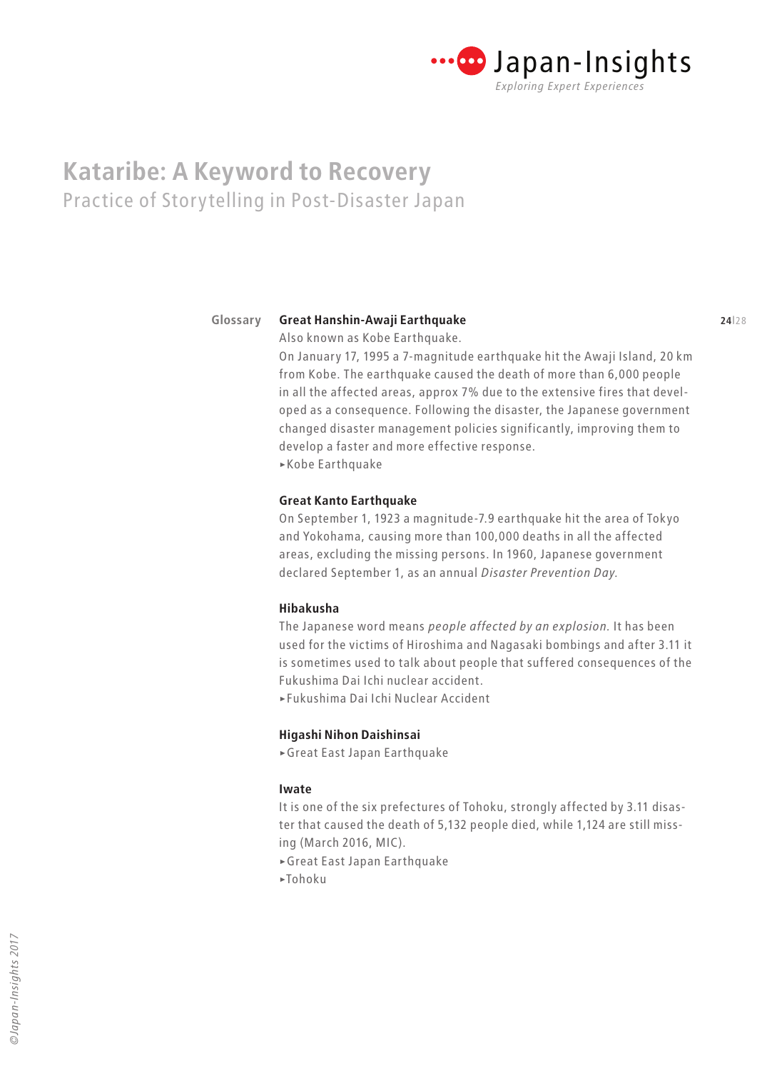# Kataribe: A Keyword to Recovery

## Practice of Storytelling in Post-Disaster Japan

Glossary

**Great Hanshin-Awaji Earthquake**

Also known as Kobe Earthquake.

On January 17, 1995 a 7-magnitude earthquake hit the Awaji Island, 20 km from Kobe. The earthquake caused the death of more than 6,000 people in all the affected areas, approx 7% due to the extensive fires that developed as a consequence. Following the disaster, the Japanese government changed disaster management policies significantly, improving them to develop a faster and more effective response.

▸Kobe Earthquake

**Great Kanto Earthquake**

On September 1, 1923 a magnitude-7.9 earthquake hit the area of Tokyo and Yokohama, causing more than 100,000 deaths in all the affected areas, excluding the missing persons. In 1960, Japanese government declared September 1, as an annual *Disaster Prevention Day.*

**Hibakusha**

The Japanese word means *people affected by an explosion.* It has been used for the victims of Hiroshima and Nagasaki bombings and after 3.11 it is sometimes used to talk about people that suffered consequences of the Fukushima Dai Ichi nuclear accident.

▸Fukushima Dai Ichi Nuclear Accident

**Higashi Nihon Daishinsai**

▸Great East Japan Earthquake

**Iwate**

It is one of the six prefectures of Tohoku, strongly affected by 3.11 disaster that caused the death of 5,132 people died, while 1,124 are still missing (March 2016, MIC).

▸Great East Japan Earthquake

▸Tohoku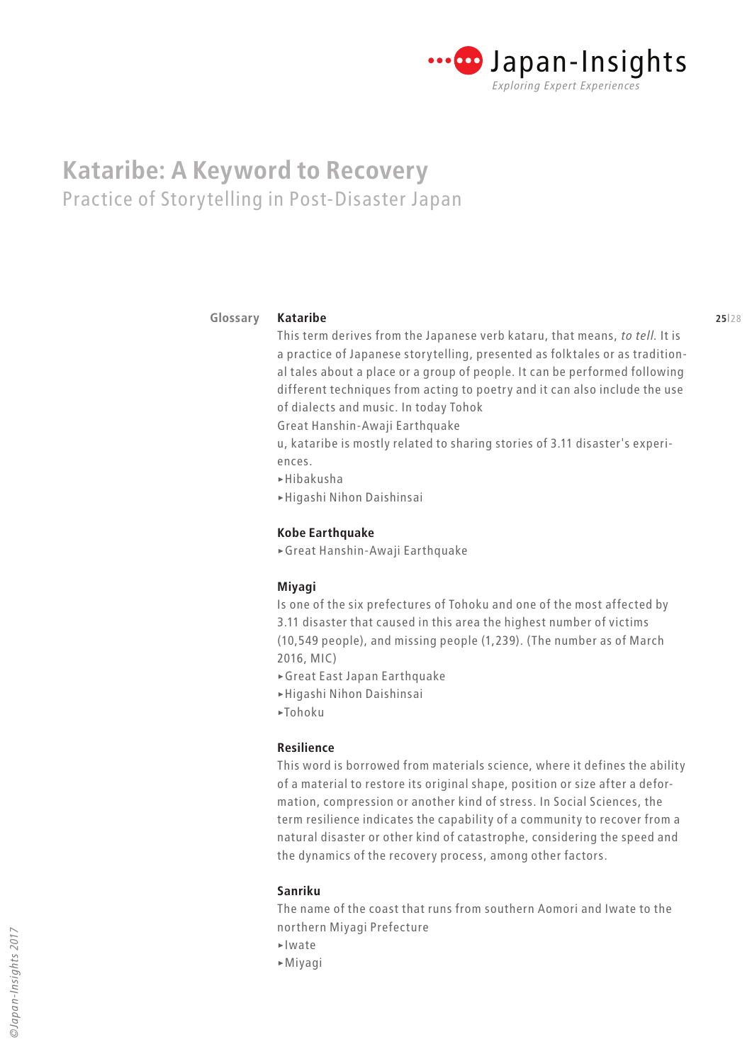# Kataribe: A Keyword to Recovery

## Practice of Storytelling in Post-Disaster Japan

### Glossary

**Kataribe**

This term derives from the Japanese verb kataru, that means, *to tell*. It is a practice of Japanese storytelling, presented as folktales or as traditional tales about a place or a group of people. It can be performed following different techniques from acting to poetry and it can also include the use of dialects and music. In today Tohok
Great Hanshin-Awaji Earthquake
u, kataribe is mostly related to sharing stories of 3.11 disaster's experiences.

▸Hibakusha
▸Higashi Nihon Daishinsai

**Kobe Earthquake**

▸Great Hanshin-Awaji Earthquake

**Miyagi**

Is one of the six prefectures of Tohoku and one of the most affected by 3.11 disaster that caused in this area the highest number of victims (10,549 people), and missing people (1,239). (The number as of March 2016, MIC)

▸Great East Japan Earthquake
▸Higashi Nihon Daishinsai
▸Tohoku

**Resilience**

This word is borrowed from materials science, where it defines the ability of a material to restore its original shape, position or size after a deformation, compression or another kind of stress. In Social Sciences, the term resilience indicates the capability of a community to recover from a natural disaster or other kind of catastrophe, considering the speed and the dynamics of the recovery process, among other factors.

**Sanriku**

The name of the coast that runs from southern Aomori and Iwate to the northern Miyagi Prefecture

▸Iwate
▸Miyagi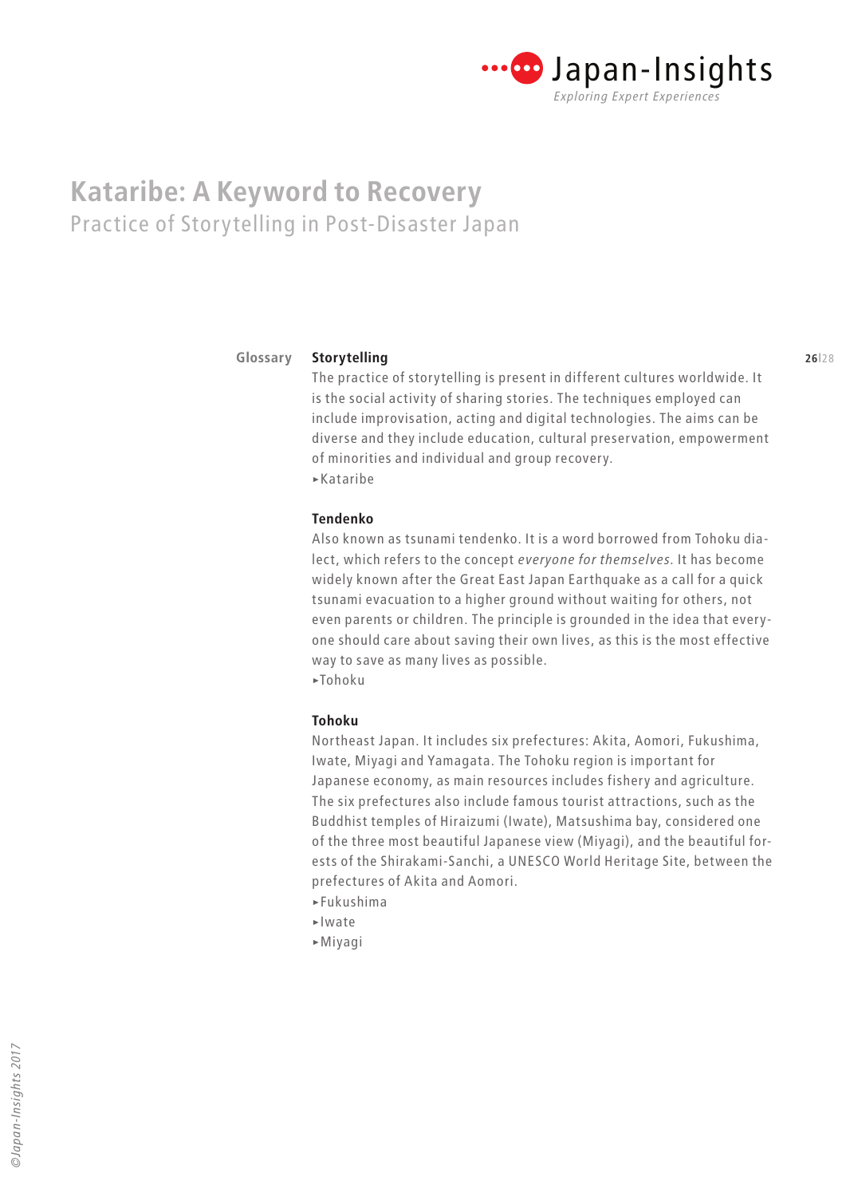# Katariba: A Keyword to Recovery

## Practice of Storytelling in Post-Disaster Japan

### Glossary

**Storytelling**

The practice of storytelling is present in different cultures worldwide. It is the social activity of sharing stories. The techniques employed can include improvisation, acting and digital technologies. The aims can be diverse and they include education, cultural preservation, empowerment of minorities and individual and group recovery.

▸Kataribe

**Tendenko**

Also known as tsunami tendenko. It is a word borrowed from Tohoku dialect, which refers to the concept *everyone for themselves*. It has become widely known after the Great East Japan Earthquake as a call for a quick tsunami evacuation to a higher ground without waiting for others, not even parents or children. The principle is grounded in the idea that everyone should care about saving their own lives, as this is the most effective way to save as many lives as possible.

▸Tohoku

**Tohoku**

Northeast Japan. It includes six prefectures: Akita, Aomori, Fukushima, Iwate, Miyagi and Yamagata. The Tohoku region is important for Japanese economy, as main resources includes fishery and agriculture. The six prefectures also include famous tourist attractions, such as the Buddhist temples of Hiraizumi (Iwate), Matsushima bay, considered one of the three most beautiful Japanese view (Miyagi), and the beautiful forests of the Shirakami-Sanchi, a UNESCO World Heritage Site, between the prefectures of Akita and Aomori.

▸Fukushima
▸Iwate
▸Miyagi

# Kataribe: A Keyword to Recovery

## Practice of Storytelling in Post-Disaster Japan

### Glossary

**Storytelling**

The practice of storytelling is present in different cultures worldwide. It is the social activity of sharing stories. The techniques employed can include improvisation, acting and digital technologies. The aims can be diverse and they include education, cultural preservation, empowerment of minorities and individual and group recovery.

▸Kataribe

**Tendenko**

Also known as tsunami tendenko. It is a word borrowed from Tohoku dialect, which refers to the concept *everyone for themselves*. It has become widely known after the Great East Japan Earthquake as a call for a quick tsunami evacuation to a higher ground without waiting for others, not even parents or children. The principle is grounded in the idea that everyone should care about saving their own lives, as this is the most effective way to save as many lives as possible.

▸Tohoku

**Tohoku**

Northeast Japan. It includes six prefectures: Akita, Aomori, Fukushima, Iwate, Miyagi and Yamagata. The Tohoku region is important for Japanese economy, as main resources includes fishery and agriculture. The six prefectures also include famous tourist attractions, such as the Buddhist temples of Hiraizumi (Iwate), Matsushima bay, considered one of the three most beautiful Japanese view (Miyagi), and the beautiful forests of the Shirakami-Sanchi, a UNESCO World Heritage Site, between the prefectures of Akita and Aomori.

▸Fukushima
▸Iwate
▸Miyagi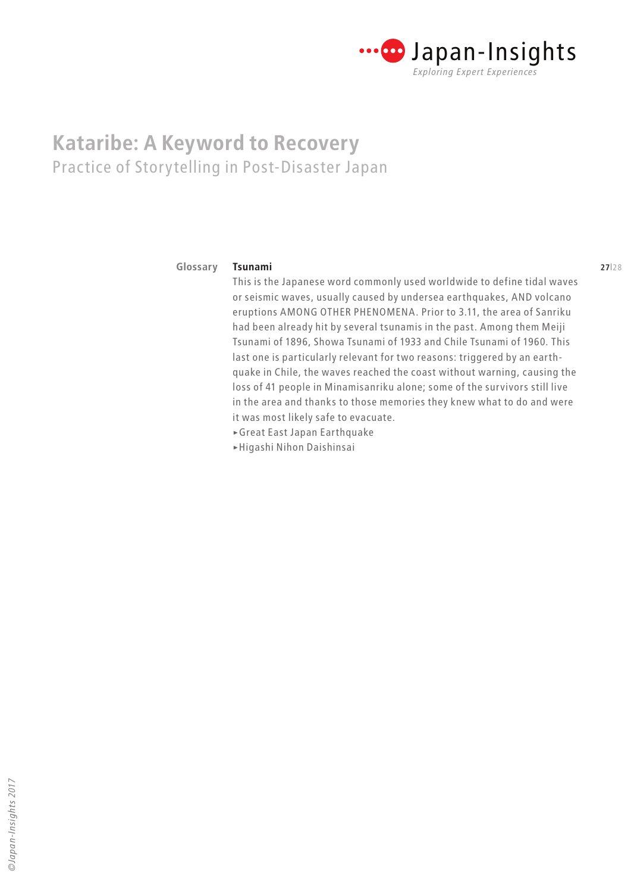# Kataribe: A Keyword to Recovery

## Practice of Storytelling in Post-Disaster Japan

Glossary

**Tsunami**

This is the Japanese word commonly used worldwide to define tidal waves or seismic waves, usually caused by undersea earthquakes, AND volcano eruptions AMONG OTHER PHENOMENA. Prior to 3.11, the area of Sanriku had been already hit by several tsunamis in the past. Among them Meiji Tsunami of 1896, Showa Tsunami of 1933 and Chile Tsunami of 1960. This last one is particularly relevant for two reasons: triggered by an earthquake in Chile, the waves reached the coast without warning, causing the loss of 41 people in Minamisanriku alone; some of the survivors still live in the area and thanks to those memories they knew what to do and were it was most likely safe to evacuate.

- ▸Great East Japan Earthquake
- ▸Higashi Nihon Daishinsai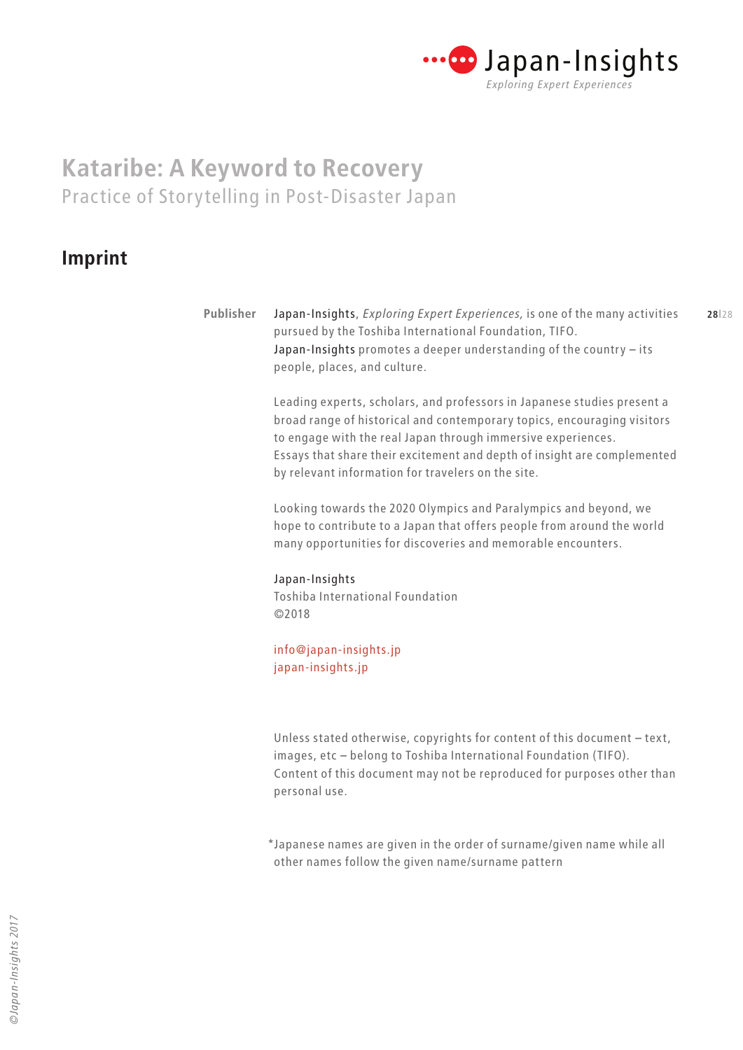# Kataribe: A Keyword to Recovery

## Practice of Storytelling in Post-Disaster Japan

## Imprint

**Publisher**

Japan-Insights, *Exploring Expert Experiences,* is one of the many activities pursued by the Toshiba International Foundation, TIFO.
Japan-Insights promotes a deeper understanding of the country – its people, places, and culture.

Leading experts, scholars, and professors in Japanese studies present a broad range of historical and contemporary topics, encouraging visitors to engage with the real Japan through immersive experiences.
Essays that share their excitement and depth of insight are complemented by relevant information for travelers on the site.

Looking towards the 2020 Olympics and Paralympics and beyond, we hope to contribute to a Japan that offers people from around the world many opportunities for discoveries and memorable encounters.

Japan-Insights
Toshiba International Foundation
©2018

info@japan-insights.jp
japan-insights.jp

Unless stated otherwise, copyrights for content of this document – text, images, etc – belong to Toshiba International Foundation (TIFO).
Content of this document may not be reproduced for purposes other than personal use.

*Japanese names are given in the order of surname/given name while all other names follow the given name/surname pattern